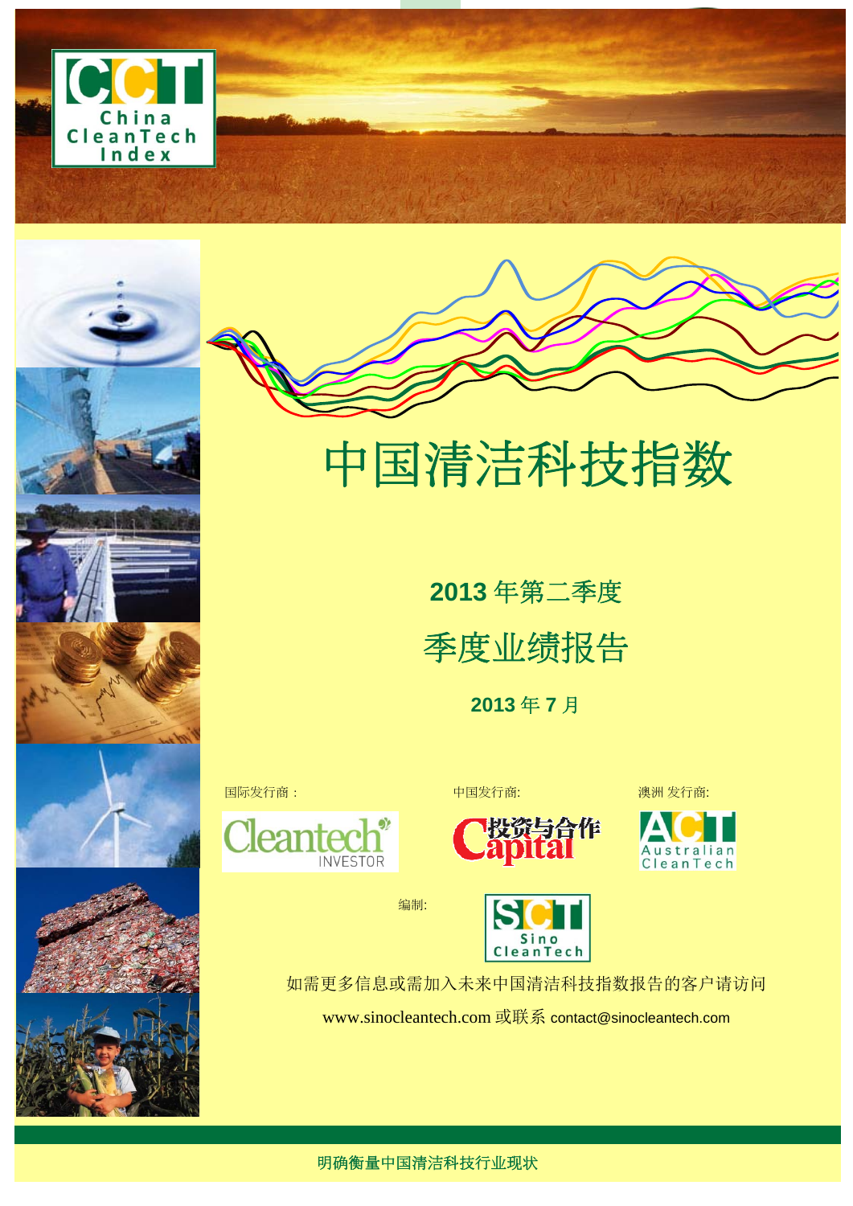# 中国清洁科技指数

## 2013 年第二季度

## 季度业绩报告

**2013 年 7 月**

国际发行商：

中国发行商:

澳洲 发行商:

编制:

如需更多信息或需加入未来中国清洁科技指数报告的客户请访问

www.sinocleantech.com 或联系 contact@sinocleantech.com

明确衡量中国清洁科技行业现状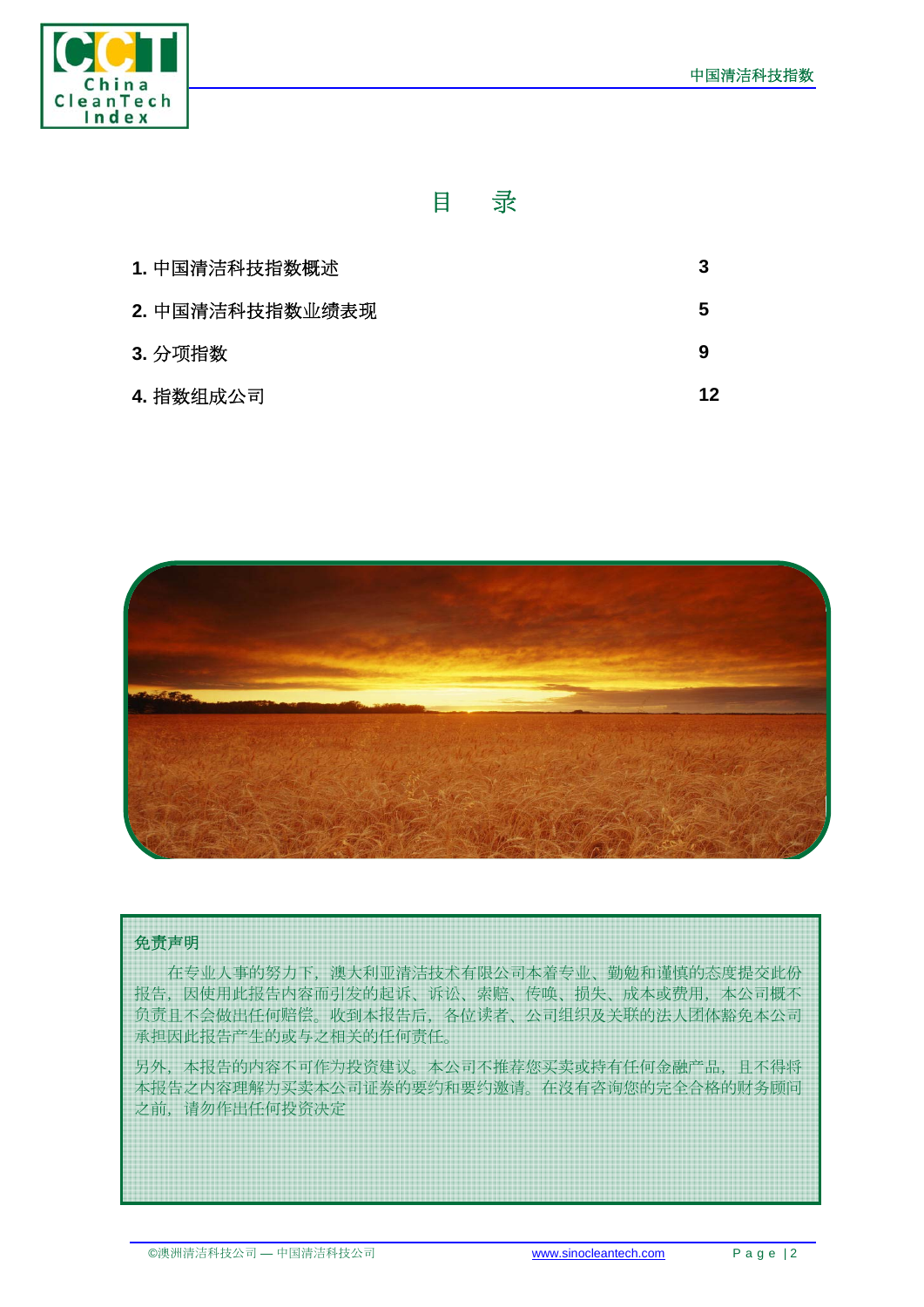# 目　录

| | |
|---|---|
| **1.** 中国清洁科技指数概述 | **3** |
| **2.** 中国清洁科技指数业绩表现 | **5** |
| **3.** 分项指数 | **9** |
| **4.** 指数组成公司 | **12** |

**免责声明**

在专业人事的努力下，澳大利亚清洁技术有限公司本着专业、勤勉和谨慎的态度提交此份报告，因使用此报告内容而引发的起诉、诉讼、索赔、传唤、损失、成本或费用，本公司概不负责且不会做出任何赔偿。收到本报告后，各位读者、公司组织及关联的法人团体豁免本公司承担因此报告产生的或与之相关的任何责任。

另外，本报告的内容不可作为投资建议。本公司不推荐您买卖或持有任何金融产品，且不得将本报告之内容理解为买卖本公司证券的要约和要约邀请。在没有咨询您的完全合格的财务顾问之前，请勿作出任何投资决定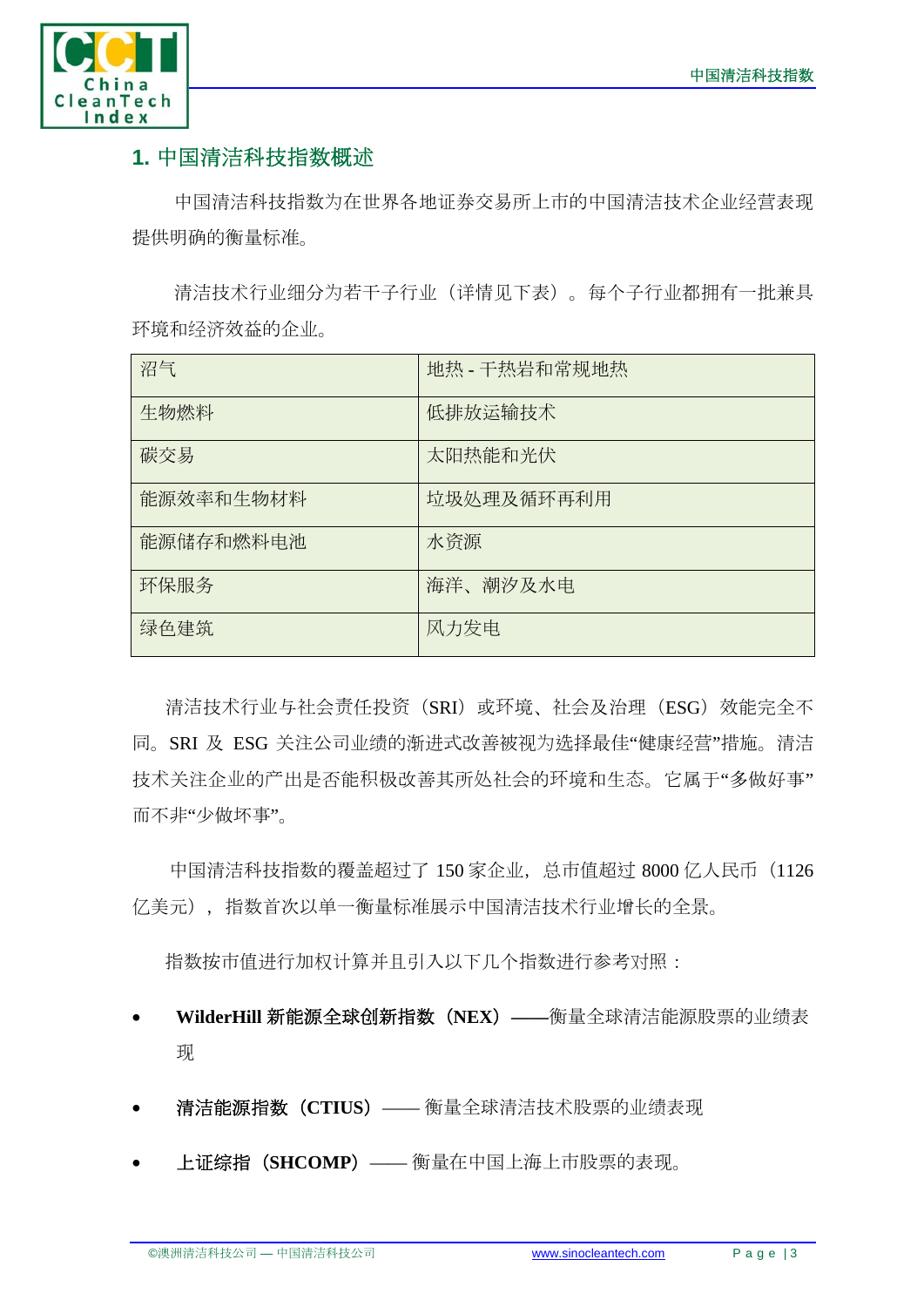## 1. 中国清洁科技指数概述

中国清洁科技指数为在世界各地证券交易所上市的中国清洁技术企业经营表现提供明确的衡量标准。

清洁技术行业细分为若干子行业（详情见下表）。每个子行业都拥有一批兼具环境和经济效益的企业。

| 沼气 | 地热 - 干热岩和常规地热 |
|---|---|
| 生物燃料 | 低排放运输技术 |
| 碳交易 | 太阳热能和光伏 |
| 能源效率和生物材料 | 垃圾处理及循环再利用 |
| 能源储存和燃料电池 | 水资源 |
| 环保服务 | 海洋、潮汐及水电 |
| 绿色建筑 | 风力发电 |

清洁技术行业与社会责任投资（SRI）或环境、社会及治理（ESG）效能完全不同。SRI 及 ESG 关注公司业绩的渐进式改善被视为选择最佳“健康经营”措施。清洁技术关注企业的产出是否能积极改善其所处社会的环境和生态。它属于“多做好事”而不非“少做坏事”。

中国清洁科技指数的覆盖超过了 150 家企业，总市值超过 8000 亿人民币（1126 亿美元），指数首次以单一衡量标准展示中国清洁技术行业增长的全景。

指数按市值进行加权计算并且引入以下几个指数进行参考对照：

- **WilderHill 新能源全球创新指数（NEX）**——衡量全球清洁能源股票的业绩表现
- **清洁能源指数（CTIUS）**—— 衡量全球清洁技术股票的业绩表现
- **上证综指（SHCOMP）**—— 衡量在中国上海上市股票的表现。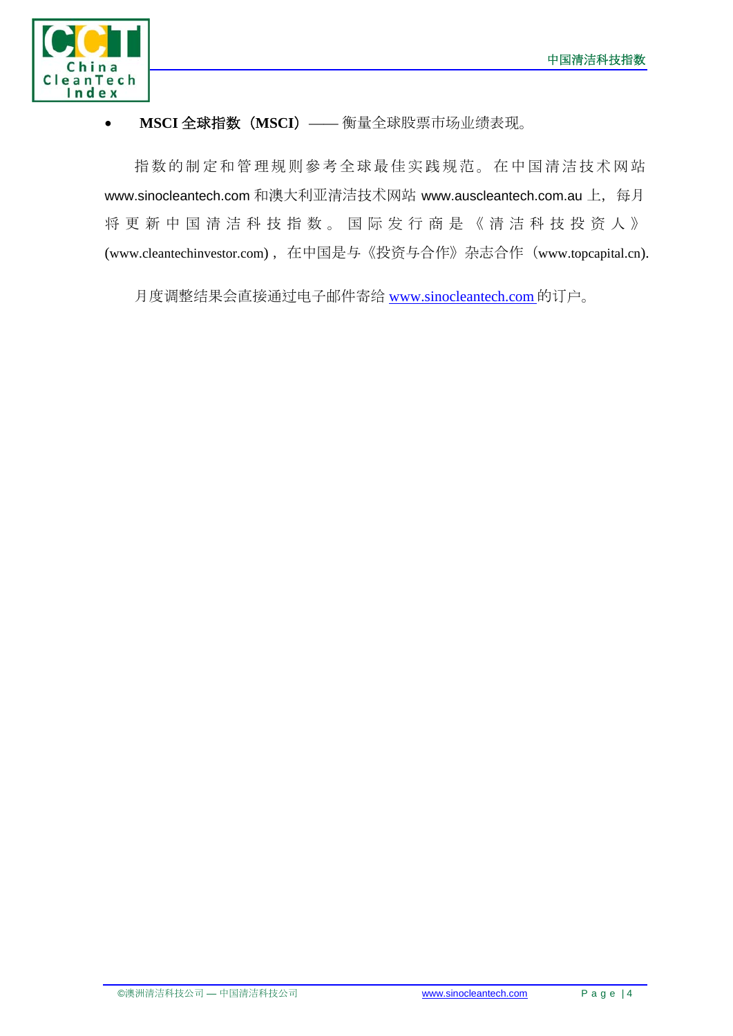- **MSCI 全球指数（MSCI）**—— 衡量全球股票市场业绩表现。

指数的制定和管理规则参考全球最佳实践规范。在中国清洁技术网站 www.sinocleantech.com 和澳大利亚清洁技术网站 www.auscleantech.com.au 上，每月将更新中国清洁科技指数。国际发行商是《清洁科技投资人》(www.cleantechinvestor.com)，在中国是与《投资与合作》杂志合作（www.topcapital.cn).

月度调整结果会直接通过电子邮件寄给 www.sinocleantech.com 的订户。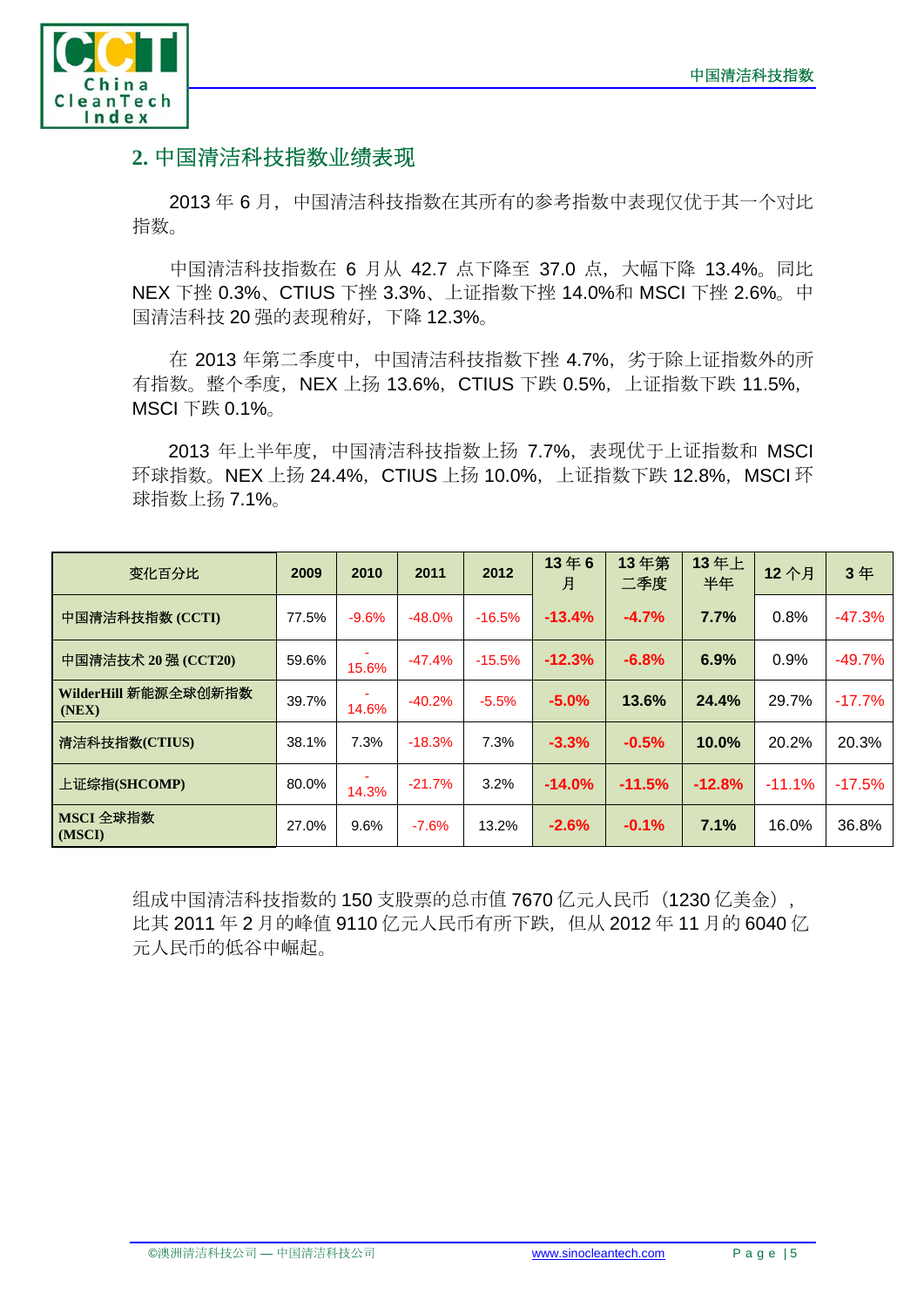## 2. 中国清洁科技指数业绩表现

2013 年 6 月，中国清洁科技指数在其所有的参考指数中表现仅优于其一个对比指数。

中国清洁科技指数在 6 月从 42.7 点下降至 37.0 点，大幅下降 13.4%。同比 NEX 下挫 0.3%、CTIUS 下挫 3.3%、上证指数下挫 14.0%和 MSCI 下挫 2.6%。中国清洁科技 20 强的表现稍好，下降 12.3%。

在 2013 年第二季度中，中国清洁科技指数下挫 4.7%，劣于除上证指数外的所有指数。整个季度，NEX 上扬 13.6%，CTIUS 下跌 0.5%，上证指数下跌 11.5%，MSCI 下跌 0.1%。

2013 年上半年度，中国清洁科技指数上扬 7.7%，表现优于上证指数和 MSCI 环球指数。NEX 上扬 24.4%，CTIUS 上扬 10.0%，上证指数下跌 12.8%，MSCI 环球指数上扬 7.1%。

| 变化百分比 | 2009 | 2010 | 2011 | 2012 | 13 年 6 月 | 13 年第二季度 | 13 年上半年 | 12 个月 | 3 年 |
|---|---|---|---|---|---|---|---|---|---|
| 中国清洁科技指数 (CCTI) | 77.5% | -9.6% | -48.0% | -16.5% | **-13.4%** | **-4.7%** | **7.7%** | 0.8% | -47.3% |
| 中国清洁技术 20 强 (CCT20) | 59.6% | -15.6% | -47.4% | -15.5% | **-12.3%** | **-6.8%** | **6.9%** | 0.9% | -49.7% |
| WilderHill 新能源全球创新指数 (NEX) | 39.7% | -14.6% | -40.2% | -5.5% | **-5.0%** | **13.6%** | **24.4%** | 29.7% | -17.7% |
| 清洁科技指数(CTIUS) | 38.1% | 7.3% | -18.3% | 7.3% | **-3.3%** | **-0.5%** | **10.0%** | 20.2% | 20.3% |
| 上证综指(SHCOMP) | 80.0% | -14.3% | -21.7% | 3.2% | **-14.0%** | **-11.5%** | **-12.8%** | -11.1% | -17.5% |
| MSCI 全球指数 (MSCI) | 27.0% | 9.6% | -7.6% | 13.2% | **-2.6%** | **-0.1%** | **7.1%** | 16.0% | 36.8% |

组成中国清洁科技指数的 150 支股票的总市值 7670 亿元人民币（1230 亿美金），比其 2011 年 2 月的峰值 9110 亿元人民币有所下跌，但从 2012 年 11 月的 6040 亿元人民币的低谷中崛起。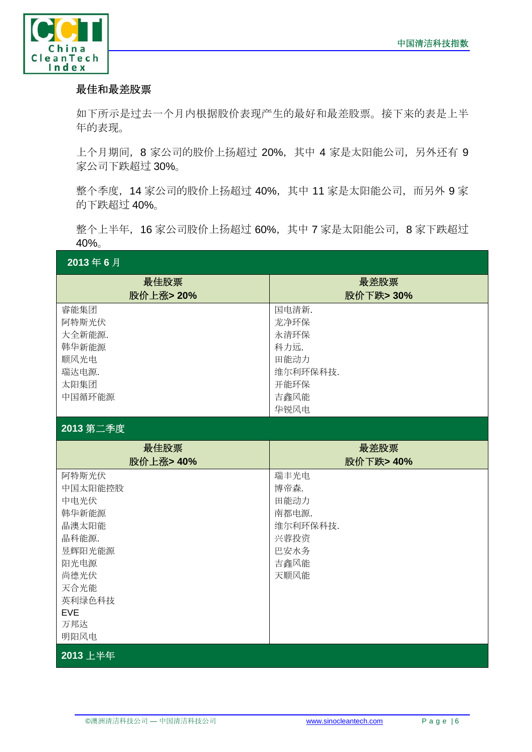## 最佳和最差股票

如下所示是过去一个月内根据股价表现产生的最好和最差股票。接下来的表是上半年的表现。

上个月期间，8 家公司的股价上扬超过 20%，其中 4 家是太阳能公司，另外还有 9 家公司下跌超过 30%。

整个季度，14 家公司的股价上扬超过 40%，其中 11 家是太阳能公司，而另外 9 家的下跌超过 40%。

整个上半年，16 家公司股价上扬超过 60%，其中 7 家是太阳能公司，8 家下跌超过 40%。

| 2013 年 6 月 | |
|---|---|
| 最佳股票<br>股价上涨> 20% | 最差股票<br>股价下跌> 30% |
| 睿能集团 | 国电清新. |
| 阿特斯光伏 | 龙净环保 |
| 大全新能源. | 永清环保 |
| 韩华新能源 | 科力远. |
| 顺风光电 | 田能动力 |
| 瑞达电源. | 维尔利环保科技. |
| 太阳集团 | 开能环保 |
| 中国循环能源 | 吉鑫风能 |
| | 华锐风电 |
| **2013 第二季度** | |
| 最佳股票<br>股价上涨> 40% | 最差股票<br>股价下跌> 40% |
| 阿特斯光伏 | 瑞丰光电 |
| 中国太阳能控股 | 博帝森. |
| 中电光伏 | 田能动力 |
| 韩华新能源 | 南都电源. |
| 晶澳太阳能 | 维尔利环保科技. |
| 晶科能源. | 兴蓉投资 |
| 昱辉阳光能源 | 巴安水务 |
| 阳光电源 | 吉鑫风能 |
| 尚德光伏 | 天顺风能 |
| 天合光能 | |
| 英利绿色科技 | |
| EVE | |
| 万邦达 | |
| 明阳风电 | |
| **2013 上半年** | |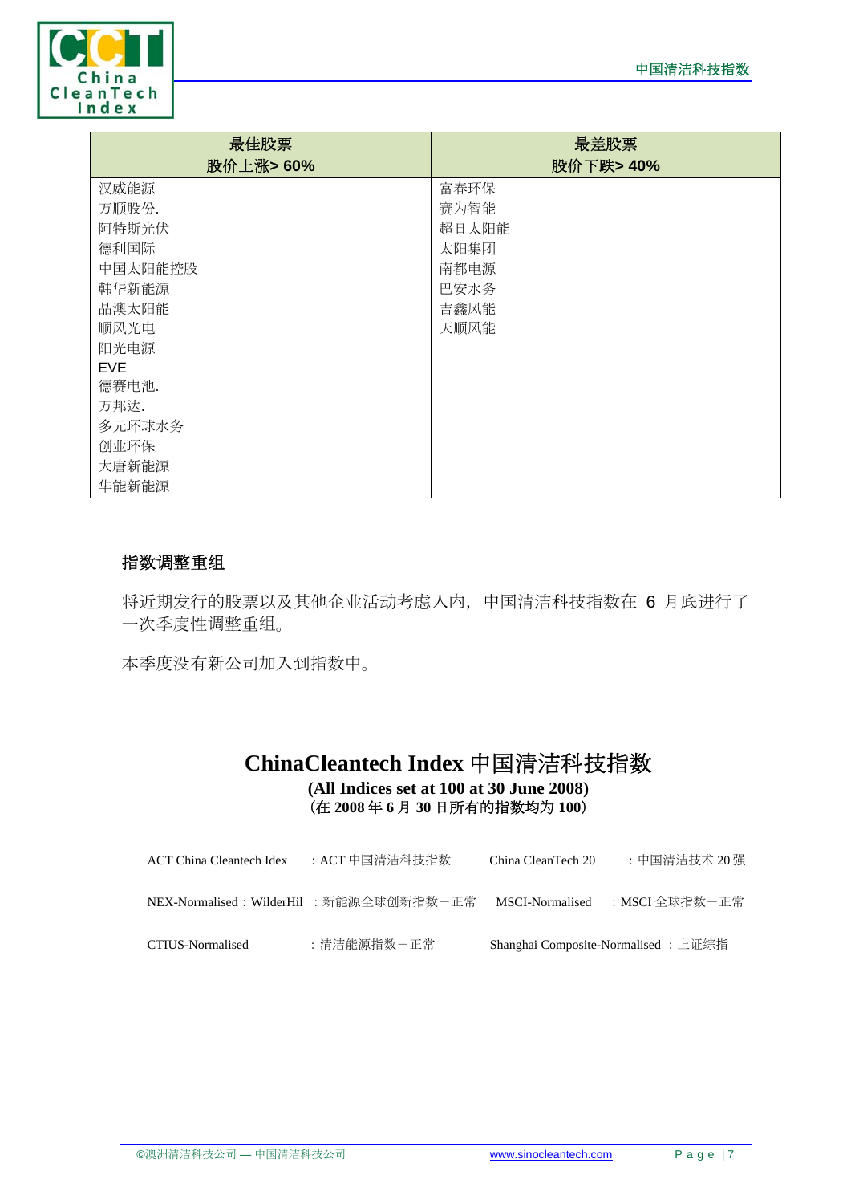| 最佳股票<br>股价上涨> 60% | 最差股票<br>股价下跌> 40% |
|---|---|
| 汉威能源 | 富春环保 |
| 万顺股份. | 赛为智能 |
| 阿特斯光伏 | 超日太阳能 |
| 德利国际 | 太阳集团 |
| 中国太阳能控股 | 南都电源 |
| 韩华新能源 | 巴安水务 |
| 晶澳太阳能 | 吉鑫风能 |
| 顺风光电 | 天顺风能 |
| 阳光电源 | |
| EVE | |
| 德赛电池. | |
| 万邦达. | |
| 多元环球水务 | |
| 创业环保 | |
| 大唐新能源 | |
| 华能新能源 | |

## 指数调整重组

将近期发行的股票以及其他企业活动考虑入内，中国清洁科技指数在 6 月底进行了一次季度性调整重组。

本季度没有新公司加入到指数中。

# ChinaCleantech Index 中国清洁科技指数

**(All Indices set at 100 at 30 June 2008)**
**（在 2008 年 6 月 30 日所有的指数均为 100）**

| | | | |
|---|---|---|---|
| ACT China Cleantech Idex | : ACT 中国清洁科技指数 | China CleanTech 20 | : 中国清洁技术 20 强 |
| NEX-Normalised : WilderHil | : 新能源全球创新指数－正常 | MSCI-Normalised | : MSCI 全球指数－正常 |
| CTIUS-Normalised | : 清洁能源指数－正常 | Shanghai Composite-Normalised | : 上证综指 |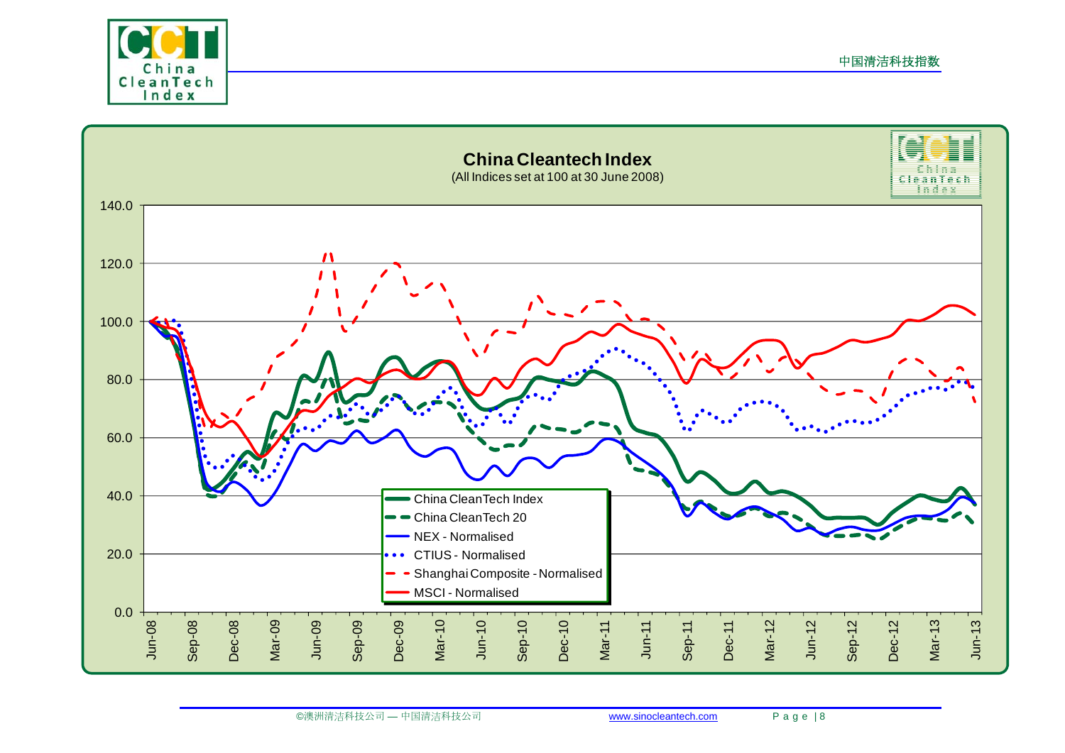## China Cleantech Index

(All Indices set at 100 at 30 June 2008)

Legend:
- China CleanTech Index
- China CleanTech 20
- NEX - Normalised
- CTIUS - Normalised
- Shanghai Composite - Normalised
- MSCI - Normalised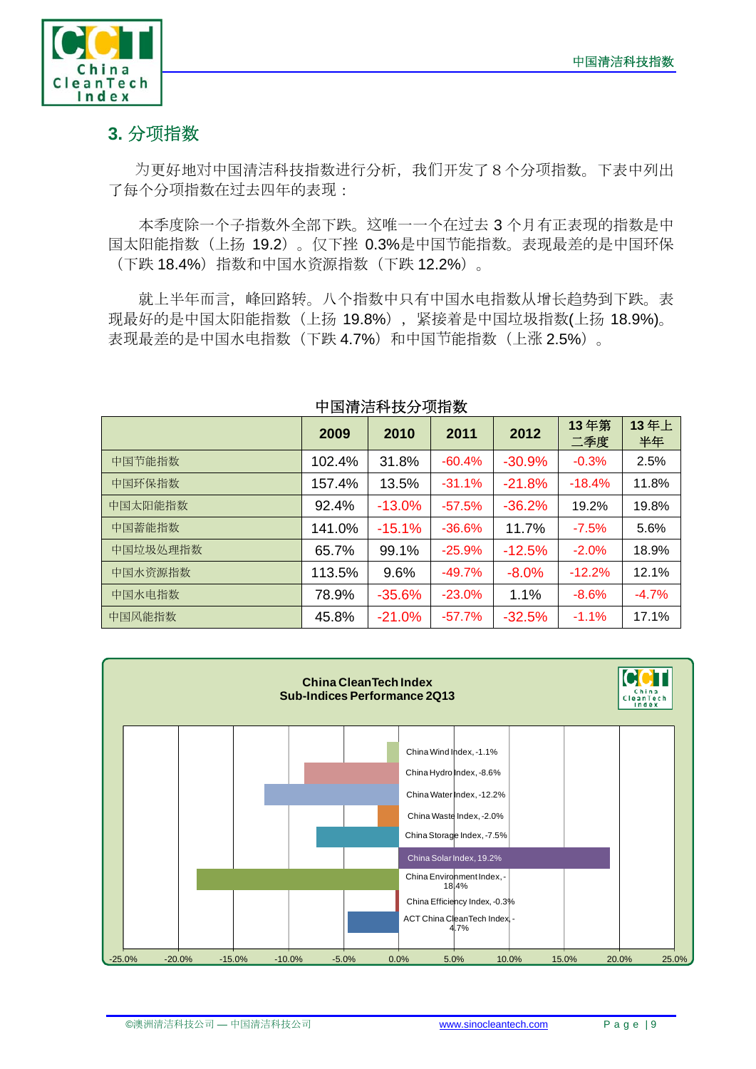## 3. 分项指数

为更好地对中国清洁科技指数进行分析，我们开发了 8 个分项指数。下表中列出了每个分项指数在过去四年的表现：

本季度除一个子指数外全部下跌。这唯一一个在过去 3 个月有正表现的指数是中国太阳能指数（上扬 19.2）。仅下挫 0.3%是中国节能指数。表现最差的是中国环保（下跌 18.4%）指数和中国水资源指数（下跌 12.2%）。

就上半年而言，峰回路转。八个指数中只有中国水电指数从增长趋势到下跌。表现最好的是中国太阳能指数（上扬 19.8%），紧接着是中国垃圾指数(上扬 18.9%)。表现最差的是中国水电指数（下跌 4.7%）和中国节能指数（上涨 2.5%）。

**中国清洁科技分项指数**

| | 2009 | 2010 | 2011 | 2012 | 13 年第二季度 | 13 年上半年 |
|---|---|---|---|---|---|---|
| 中国节能指数 | 102.4% | 31.8% | -60.4% | -30.9% | -0.3% | 2.5% |
| 中国环保指数 | 157.4% | 13.5% | -31.1% | -21.8% | -18.4% | 11.8% |
| 中国太阳能指数 | 92.4% | -13.0% | -57.5% | -36.2% | 19.2% | 19.8% |
| 中国蓄能指数 | 141.0% | -15.1% | -36.6% | 11.7% | -7.5% | 5.6% |
| 中国垃圾处理指数 | 65.7% | 99.1% | -25.9% | -12.5% | -2.0% | 18.9% |
| 中国水资源指数 | 113.5% | 9.6% | -49.7% | -8.0% | -12.2% | 12.1% |
| 中国水电指数 | 78.9% | -35.6% | -23.0% | 1.1% | -8.6% | -4.7% |
| 中国风能指数 | 45.8% | -21.0% | -57.7% | -32.5% | -1.1% | 17.1% |

**China CleanTech Index**
**Sub-Indices Performance 2Q13**

| Index | 2Q13 |
|---|---|
| China Wind Index | -1.1% |
| China Hydro Index | -8.6% |
| China Water Index | -12.2% |
| China Waste Index | -2.0% |
| China Storage Index | -7.5% |
| China Solar Index | 19.2% |
| China Environment Index | -18.4% |
| China Efficiency Index | -0.3% |
| ACT China CleanTech Index | -4.7% |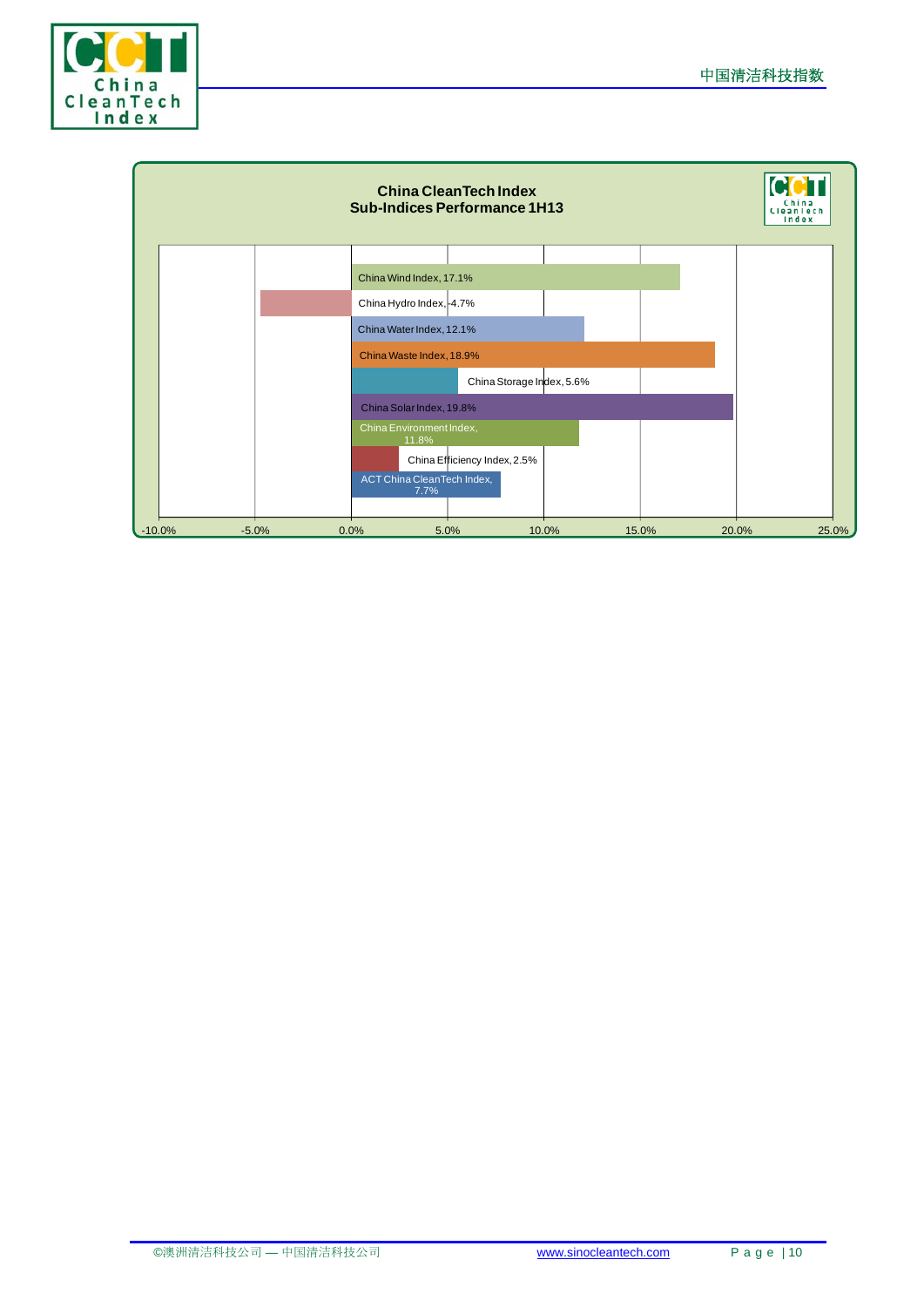**China CleanTech Index**
**Sub-Indices Performance 1H13**

| Index | Performance |
|---|---|
| China Wind Index | 17.1% |
| China Hydro Index | -4.7% |
| China Water Index | 12.1% |
| China Waste Index | 18.9% |
| China Storage Index | 5.6% |
| China Solar Index | 19.8% |
| China Environment Index | 11.8% |
| China Efficiency Index | 2.5% |
| ACT China CleanTech Index | 7.7% |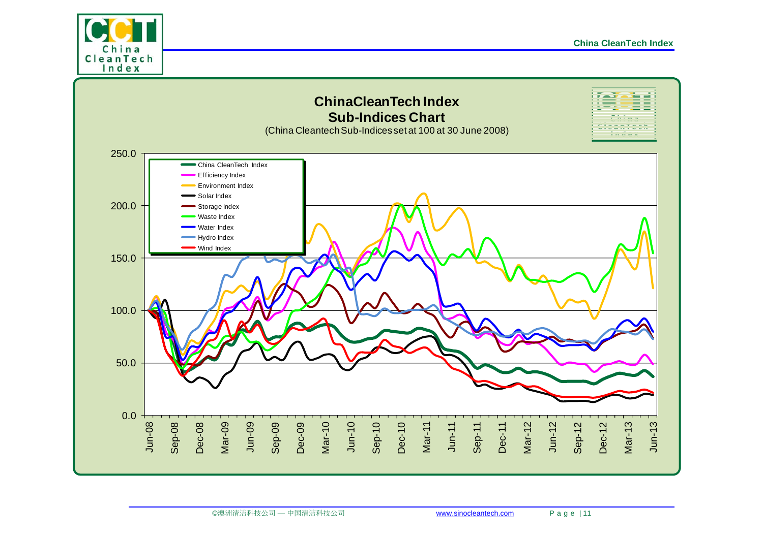## ChinaCleanTech Index
## Sub-Indices Chart

(China Cleantech Sub-Indices set at 100 at 30 June 2008)

- China CleanTech Index
- Efficiency Index
- Environment Index
- Solar Index
- Storage Index
- Waste Index
- Water Index
- Hydro Index
- Wind Index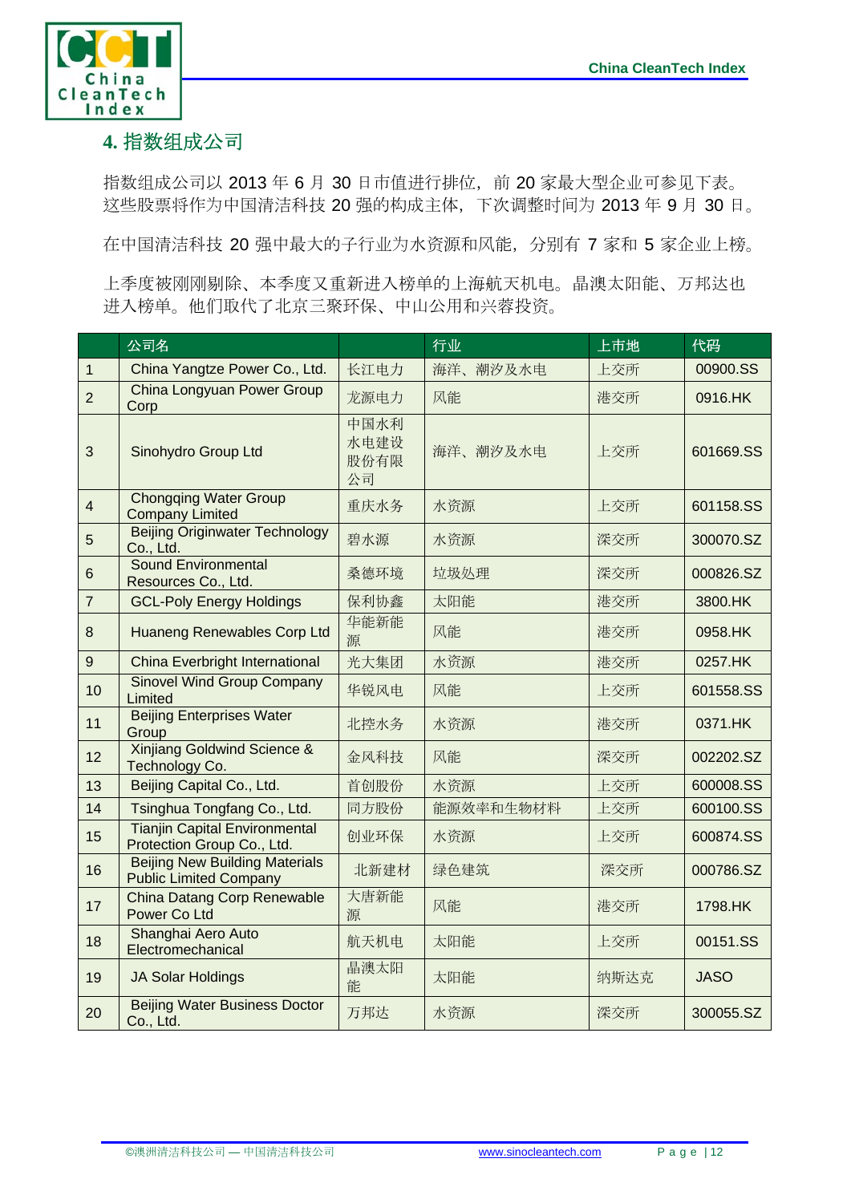## 4. 指数组成公司

指数组成公司以 2013 年 6 月 30 日市值进行排位，前 20 家最大型企业可参见下表。这些股票将作为中国清洁科技 20 强的构成主体，下次调整时间为 2013 年 9 月 30 日。

在中国清洁科技 20 强中最大的子行业为水资源和风能，分别有 7 家和 5 家企业上榜。

上季度被刚刚剔除、本季度又重新进入榜单的上海航天机电。晶澳太阳能、万邦达也进入榜单。他们取代了北京三聚环保、中山公用和兴蓉投资。

| | 公司名 | | 行业 | 上市地 | 代码 |
|---|---|---|---|---|---|
| 1 | China Yangtze Power Co., Ltd. | 长江电力 | 海洋、潮汐及水电 | 上交所 | 00900.SS |
| 2 | China Longyuan Power Group Corp | 龙源电力 | 风能 | 港交所 | 0916.HK |
| 3 | Sinohydro Group Ltd | 中国水利水电建设股份有限公司 | 海洋、潮汐及水电 | 上交所 | 601669.SS |
| 4 | Chongqing Water Group Company Limited | 重庆水务 | 水资源 | 上交所 | 601158.SS |
| 5 | Beijing Originwater Technology Co., Ltd. | 碧水源 | 水资源 | 深交所 | 300070.SZ |
| 6 | Sound Environmental Resources Co., Ltd. | 桑德环境 | 垃圾处理 | 深交所 | 000826.SZ |
| 7 | GCL-Poly Energy Holdings | 保利协鑫 | 太阳能 | 港交所 | 3800.HK |
| 8 | Huaneng Renewables Corp Ltd | 华能新能源 | 风能 | 港交所 | 0958.HK |
| 9 | China Everbright International | 光大集团 | 水资源 | 港交所 | 0257.HK |
| 10 | Sinovel Wind Group Company Limited | 华锐风电 | 风能 | 上交所 | 601558.SS |
| 11 | Beijing Enterprises Water Group | 北控水务 | 水资源 | 港交所 | 0371.HK |
| 12 | Xinjiang Goldwind Science & Technology Co. | 金风科技 | 风能 | 深交所 | 002202.SZ |
| 13 | Beijing Capital Co., Ltd. | 首创股份 | 水资源 | 上交所 | 600008.SS |
| 14 | Tsinghua Tongfang Co., Ltd. | 同方股份 | 能源效率和生物材料 | 上交所 | 600100.SS |
| 15 | Tianjin Capital Environmental Protection Group Co., Ltd. | 创业环保 | 水资源 | 上交所 | 600874.SS |
| 16 | Beijing New Building Materials Public Limited Company | 北新建材 | 绿色建筑 | 深交所 | 000786.SZ |
| 17 | China Datang Corp Renewable Power Co Ltd | 大唐新能源 | 风能 | 港交所 | 1798.HK |
| 18 | Shanghai Aero Auto Electromechanical | 航天机电 | 太阳能 | 上交所 | 00151.SS |
| 19 | JA Solar Holdings | 晶澳太阳能 | 太阳能 | 纳斯达克 | JASO |
| 20 | Beijing Water Business Doctor Co., Ltd. | 万邦达 | 水资源 | 深交所 | 300055.SZ |